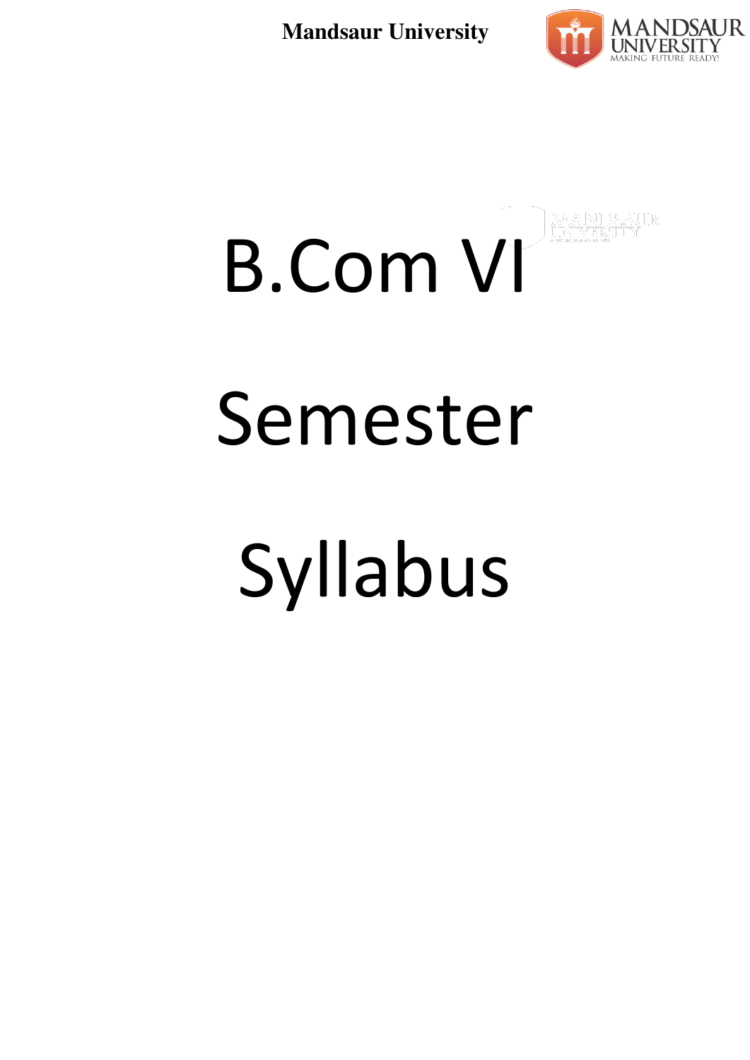# B.Com VI

# Semester

# Syllabus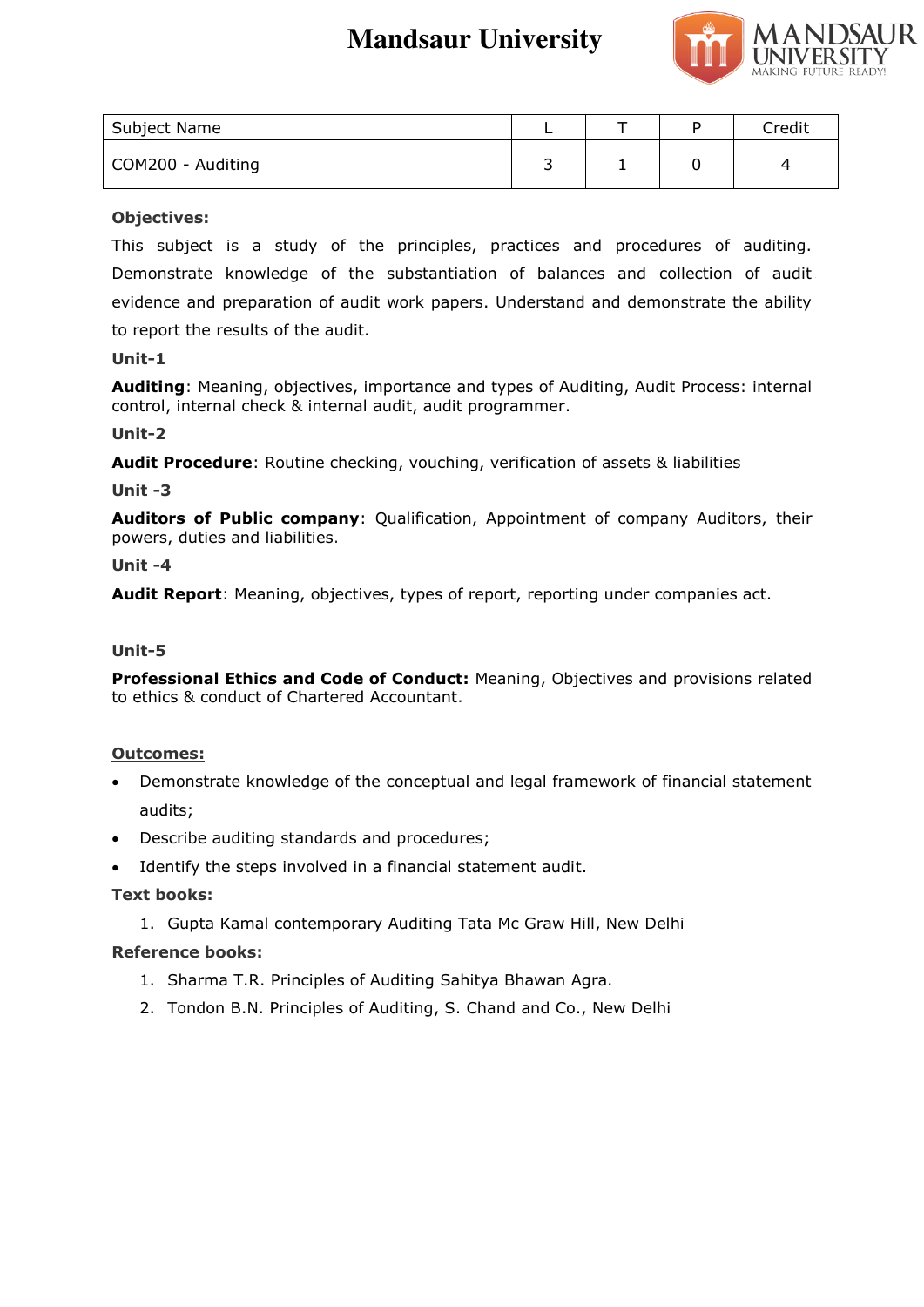# Mandsaur University

| Subject Name | L | T | P | Credit |
|---|---|---|---|---|
| COM200 - Auditing | 3 | 1 | 0 | 4 |

**Objectives:**

This subject is a study of the principles, practices and procedures of auditing. Demonstrate knowledge of the substantiation of balances and collection of audit evidence and preparation of audit work papers. Understand and demonstrate the ability to report the results of the audit.

**Unit-1**

**Auditing**: Meaning, objectives, importance and types of Auditing, Audit Process: internal control, internal check & internal audit, audit programmer.

**Unit-2**

**Audit Procedure**: Routine checking, vouching, verification of assets & liabilities

**Unit -3**

**Auditors of Public company**: Qualification, Appointment of company Auditors, their powers, duties and liabilities.

**Unit -4**

**Audit Report**: Meaning, objectives, types of report, reporting under companies act.

**Unit-5**

**Professional Ethics and Code of Conduct:** Meaning, Objectives and provisions related to ethics & conduct of Chartered Accountant.

**Outcomes:**

- Demonstrate knowledge of the conceptual and legal framework of financial statement audits;
- Describe auditing standards and procedures;
- Identify the steps involved in a financial statement audit.

**Text books:**

1. Gupta Kamal contemporary Auditing Tata Mc Graw Hill, New Delhi

**Reference books:**

1. Sharma T.R. Principles of Auditing Sahitya Bhawan Agra.
2. Tondon B.N. Principles of Auditing, S. Chand and Co., New Delhi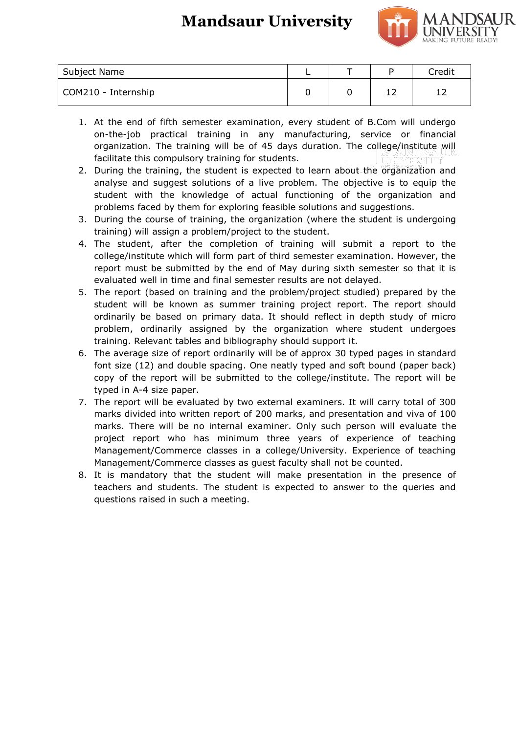| Subject Name | L | T | P | Credit |
|---|---|---|---|---|
| COM210 - Internship | 0 | 0 | 12 | 12 |

1. At the end of fifth semester examination, every student of B.Com will undergo on-the-job practical training in any manufacturing, service or financial organization. The training will be of 45 days duration. The college/institute will facilitate this compulsory training for students.
2. During the training, the student is expected to learn about the organization and analyse and suggest solutions of a live problem. The objective is to equip the student with the knowledge of actual functioning of the organization and problems faced by them for exploring feasible solutions and suggestions.
3. During the course of training, the organization (where the student is undergoing training) will assign a problem/project to the student.
4. The student, after the completion of training will submit a report to the college/institute which will form part of third semester examination. However, the report must be submitted by the end of May during sixth semester so that it is evaluated well in time and final semester results are not delayed.
5. The report (based on training and the problem/project studied) prepared by the student will be known as summer training project report. The report should ordinarily be based on primary data. It should reflect in depth study of micro problem, ordinarily assigned by the organization where student undergoes training. Relevant tables and bibliography should support it.
6. The average size of report ordinarily will be of approx 30 typed pages in standard font size (12) and double spacing. One neatly typed and soft bound (paper back) copy of the report will be submitted to the college/institute. The report will be typed in A-4 size paper.
7. The report will be evaluated by two external examiners. It will carry total of 300 marks divided into written report of 200 marks, and presentation and viva of 100 marks. There will be no internal examiner. Only such person will evaluate the project report who has minimum three years of experience of teaching Management/Commerce classes in a college/University. Experience of teaching Management/Commerce classes as guest faculty shall not be counted.
8. It is mandatory that the student will make presentation in the presence of teachers and students. The student is expected to answer to the queries and questions raised in such a meeting.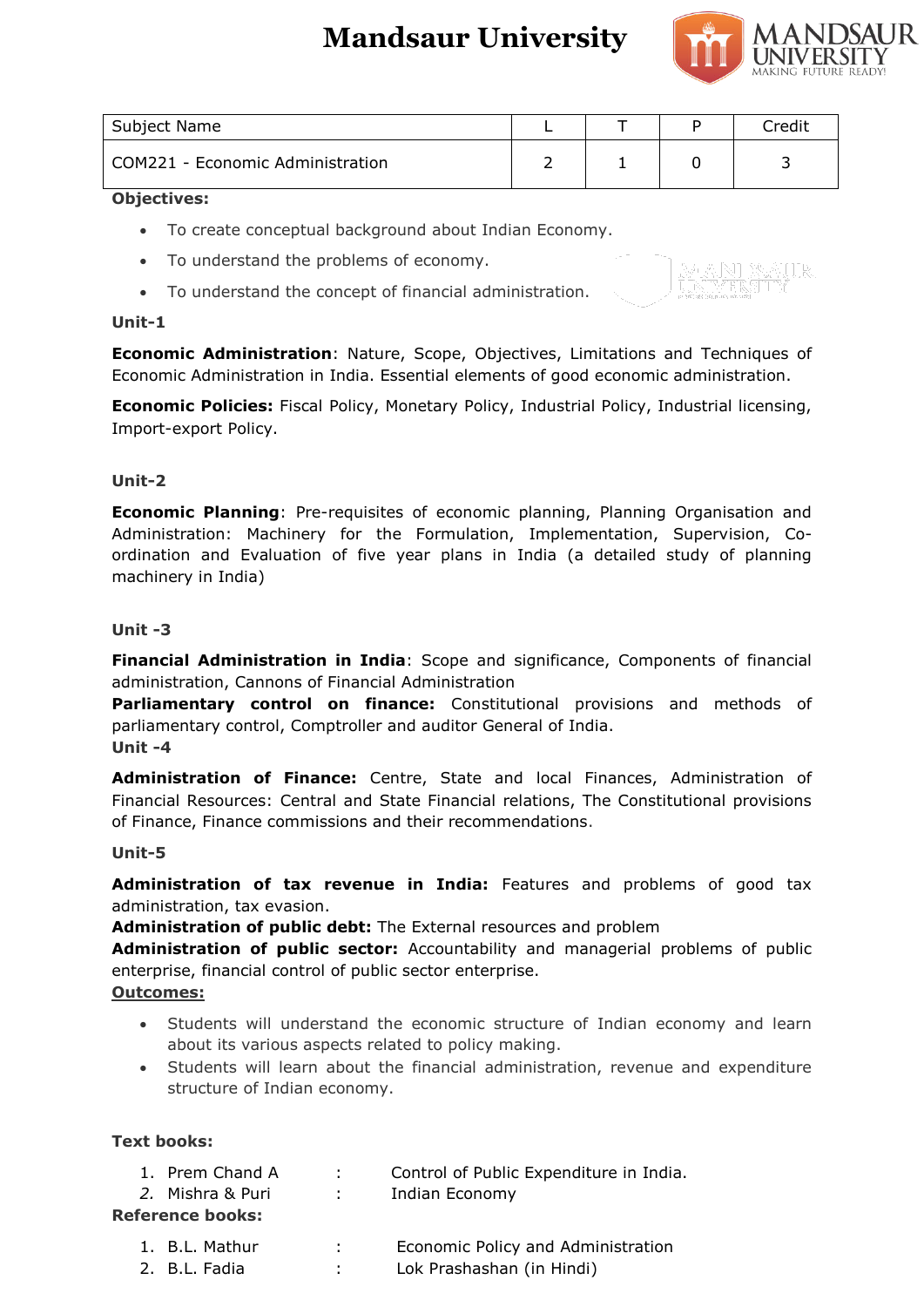# Mandsaur University

| Subject Name | L | T | P | Credit |
|---|---|---|---|---|
| COM221 - Economic Administration | 2 | 1 | 0 | 3 |

**Objectives:**

- To create conceptual background about Indian Economy.
- To understand the problems of economy.
- To understand the concept of financial administration.

**Unit-1**

**Economic Administration**: Nature, Scope, Objectives, Limitations and Techniques of Economic Administration in India. Essential elements of good economic administration.

**Economic Policies:** Fiscal Policy, Monetary Policy, Industrial Policy, Industrial licensing, Import-export Policy.

**Unit-2**

**Economic Planning**: Pre-requisites of economic planning, Planning Organisation and Administration: Machinery for the Formulation, Implementation, Supervision, Co-ordination and Evaluation of five year plans in India (a detailed study of planning machinery in India)

**Unit -3**

**Financial Administration in India**: Scope and significance, Components of financial administration, Cannons of Financial Administration

**Parliamentary control on finance:** Constitutional provisions and methods of parliamentary control, Comptroller and auditor General of India.

**Unit -4**

**Administration of Finance:** Centre, State and local Finances, Administration of Financial Resources: Central and State Financial relations, The Constitutional provisions of Finance, Finance commissions and their recommendations.

**Unit-5**

**Administration of tax revenue in India:** Features and problems of good tax administration, tax evasion.

**Administration of public debt:** The External resources and problem

**Administration of public sector:** Accountability and managerial problems of public enterprise, financial control of public sector enterprise.

**Outcomes:**

- Students will understand the economic structure of Indian economy and learn about its various aspects related to policy making.
- Students will learn about the financial administration, revenue and expenditure structure of Indian economy.

**Text books:**

1. Prem Chand A : Control of Public Expenditure in India.
2. Mishra & Puri : Indian Economy

**Reference books:**

1. B.L. Mathur : Economic Policy and Administration
2. B.L. Fadia : Lok Prashashan (in Hindi)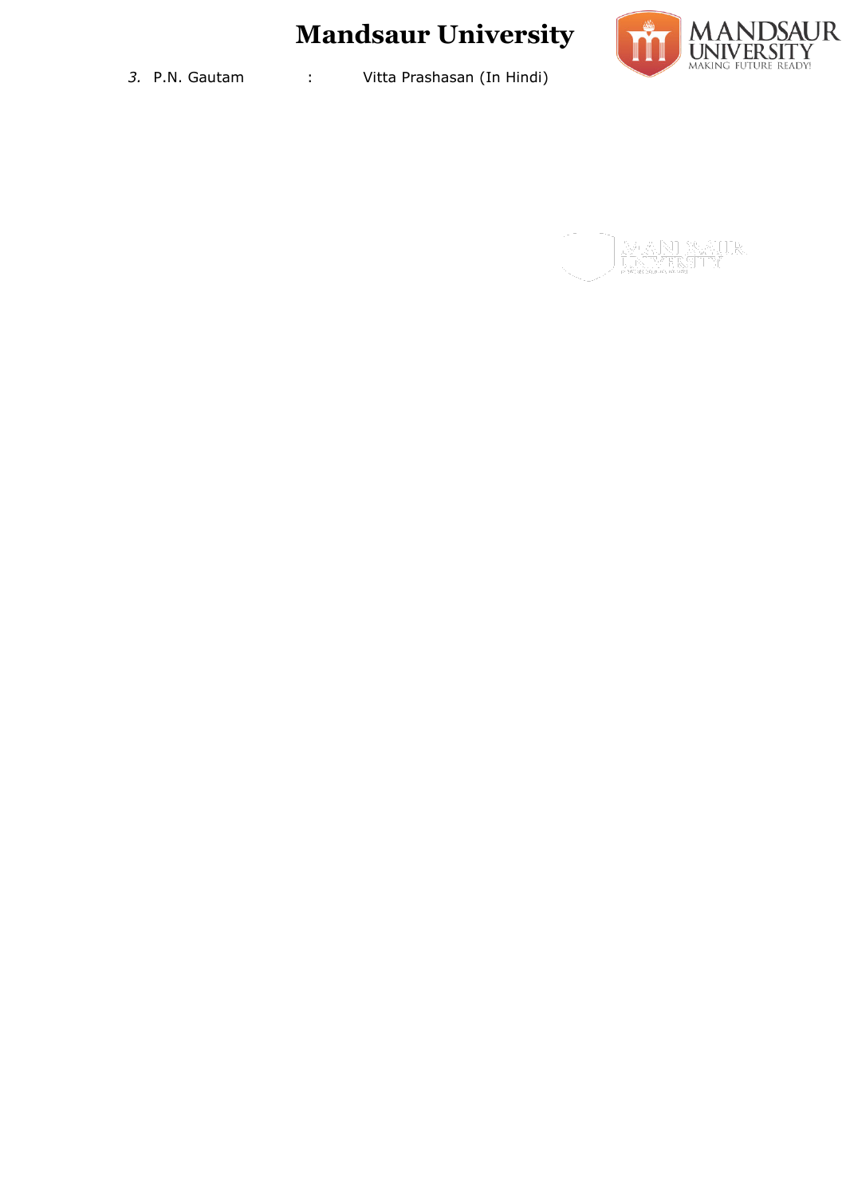3. P.N. Gautam : Vitta Prashasan (In Hindi)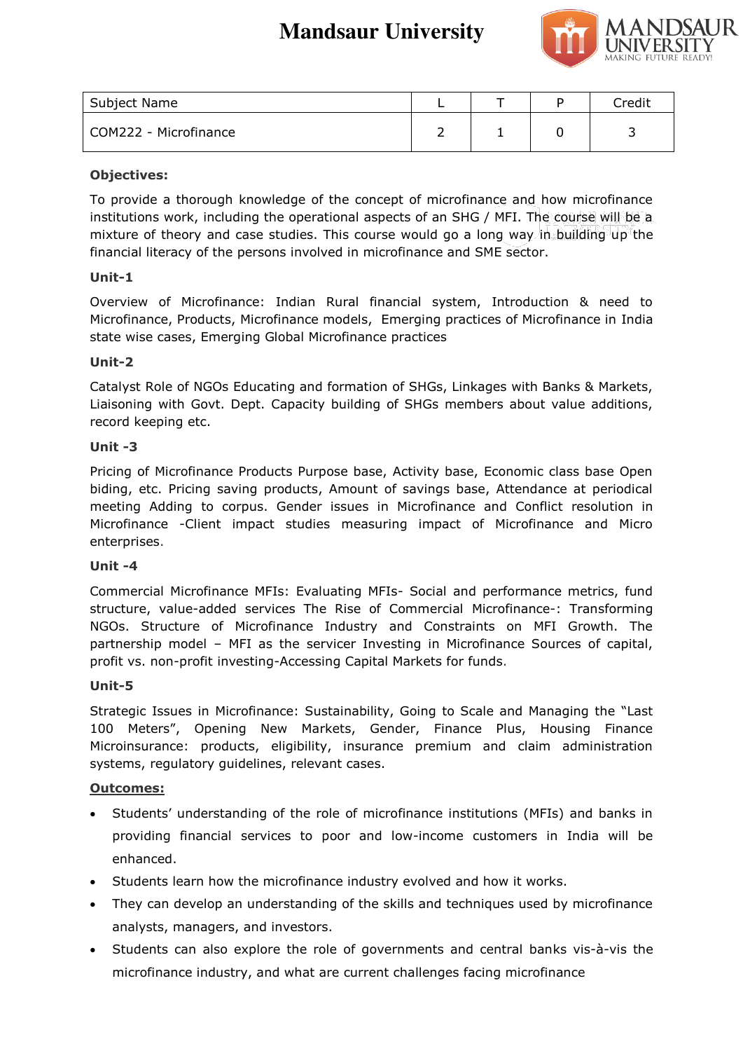# Mandsaur University

| Subject Name | L | T | P | Credit |
|---|---|---|---|---|
| COM222 - Microfinance | 2 | 1 | 0 | 3 |

**Objectives:**

To provide a thorough knowledge of the concept of microfinance and how microfinance institutions work, including the operational aspects of an SHG / MFI. The course will be a mixture of theory and case studies. This course would go a long way in building up the financial literacy of the persons involved in microfinance and SME sector.

**Unit-1**

Overview of Microfinance: Indian Rural financial system, Introduction & need to Microfinance, Products, Microfinance models, Emerging practices of Microfinance in India state wise cases, Emerging Global Microfinance practices

**Unit-2**

Catalyst Role of NGOs Educating and formation of SHGs, Linkages with Banks & Markets, Liaisoning with Govt. Dept. Capacity building of SHGs members about value additions, record keeping etc.

**Unit -3**

Pricing of Microfinance Products Purpose base, Activity base, Economic class base Open biding, etc. Pricing saving products, Amount of savings base, Attendance at periodical meeting Adding to corpus. Gender issues in Microfinance and Conflict resolution in Microfinance -Client impact studies measuring impact of Microfinance and Micro enterprises.

**Unit -4**

Commercial Microfinance MFIs: Evaluating MFIs- Social and performance metrics, fund structure, value-added services The Rise of Commercial Microfinance-: Transforming NGOs. Structure of Microfinance Industry and Constraints on MFI Growth. The partnership model – MFI as the servicer Investing in Microfinance Sources of capital, profit vs. non-profit investing-Accessing Capital Markets for funds.

**Unit-5**

Strategic Issues in Microfinance: Sustainability, Going to Scale and Managing the "Last 100 Meters", Opening New Markets, Gender, Finance Plus, Housing Finance Microinsurance: products, eligibility, insurance premium and claim administration systems, regulatory guidelines, relevant cases.

**Outcomes:**

- Students' understanding of the role of microfinance institutions (MFIs) and banks in providing financial services to poor and low-income customers in India will be enhanced.
- Students learn how the microfinance industry evolved and how it works.
- They can develop an understanding of the skills and techniques used by microfinance analysts, managers, and investors.
- Students can also explore the role of governments and central banks vis-à-vis the microfinance industry, and what are current challenges facing microfinance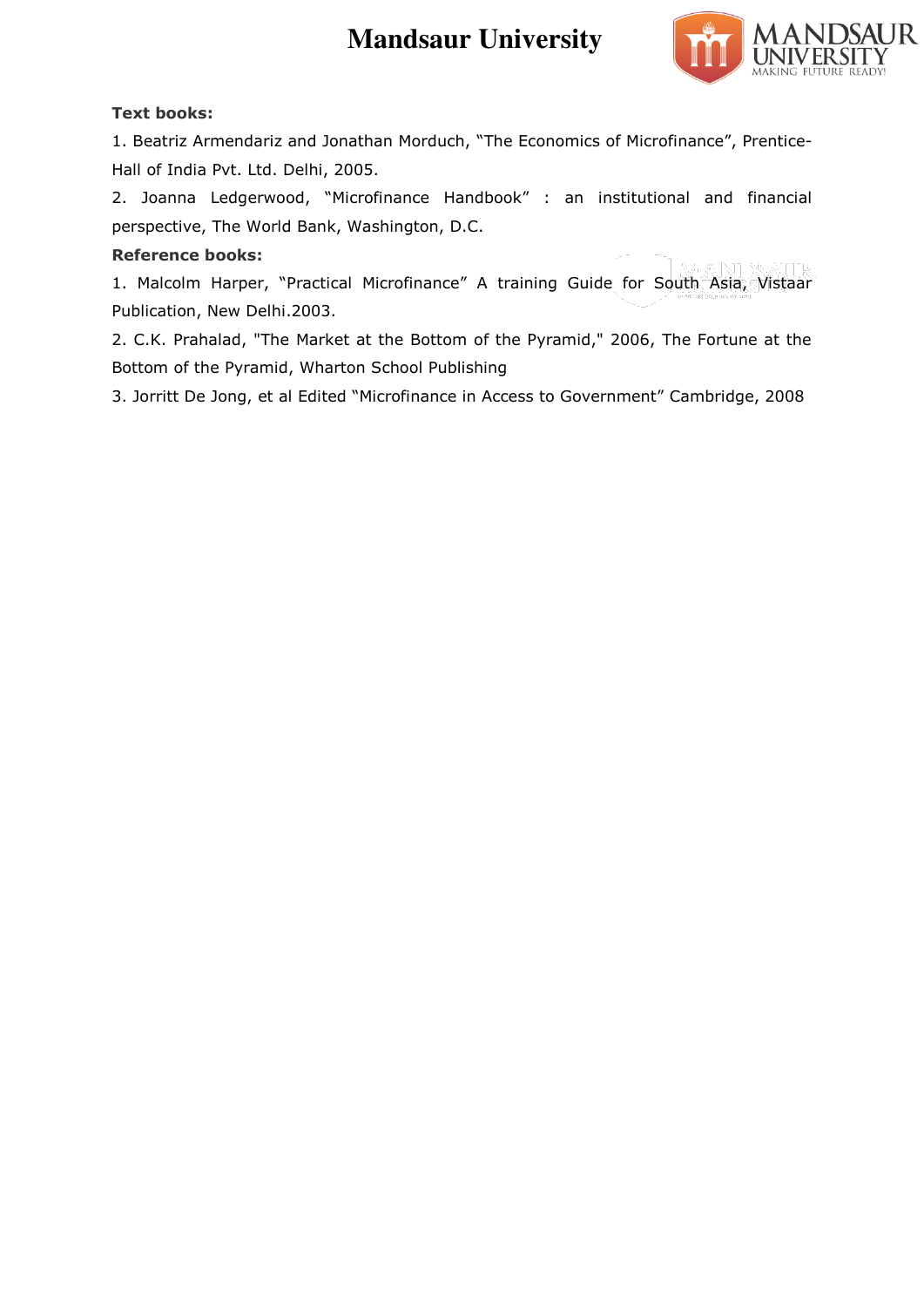**Text books:**

1. Beatriz Armendariz and Jonathan Morduch, “The Economics of Microfinance”, Prentice-Hall of India Pvt. Ltd. Delhi, 2005.
2. Joanna Ledgerwood, “Microfinance Handbook” : an institutional and financial perspective, The World Bank, Washington, D.C.

**Reference books:**

1. Malcolm Harper, “Practical Microfinance” A training Guide for South Asia, Vistaar Publication, New Delhi.2003.
2. C.K. Prahalad, "The Market at the Bottom of the Pyramid," 2006, The Fortune at the Bottom of the Pyramid, Wharton School Publishing
3. Jorritt De Jong, et al Edited “Microfinance in Access to Government” Cambridge, 2008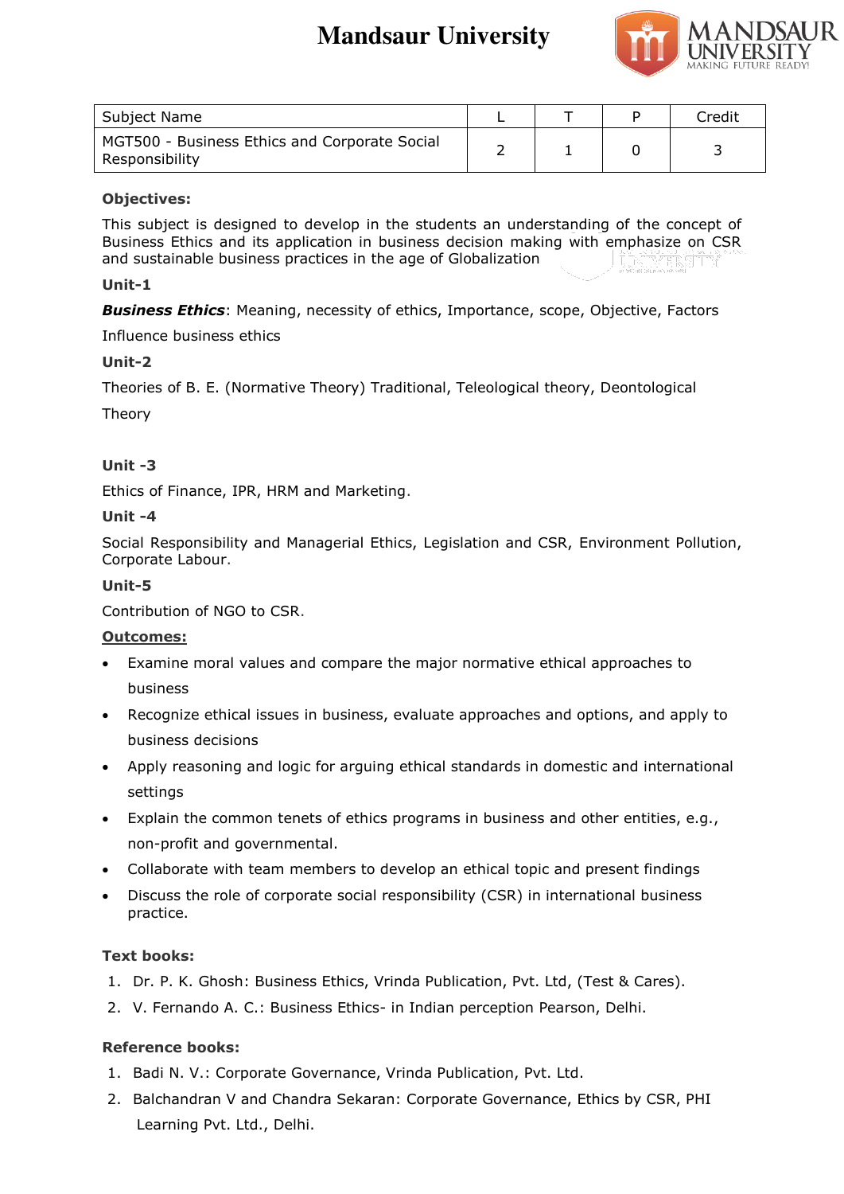# Mandsaur University

| Subject Name | L | T | P | Credit |
|---|---|---|---|---|
| MGT500 - Business Ethics and Corporate Social Responsibility | 2 | 1 | 0 | 3 |

**Objectives:**

This subject is designed to develop in the students an understanding of the concept of Business Ethics and its application in business decision making with emphasize on CSR and sustainable business practices in the age of Globalization

**Unit-1**

***Business Ethics***: Meaning, necessity of ethics, Importance, scope, Objective, Factors Influence business ethics

**Unit-2**

Theories of B. E. (Normative Theory) Traditional, Teleological theory, Deontological Theory

**Unit -3**

Ethics of Finance, IPR, HRM and Marketing.

**Unit -4**

Social Responsibility and Managerial Ethics, Legislation and CSR, Environment Pollution, Corporate Labour.

**Unit-5**

Contribution of NGO to CSR.

**Outcomes:**

- Examine moral values and compare the major normative ethical approaches to business
- Recognize ethical issues in business, evaluate approaches and options, and apply to business decisions
- Apply reasoning and logic for arguing ethical standards in domestic and international settings
- Explain the common tenets of ethics programs in business and other entities, e.g., non-profit and governmental.
- Collaborate with team members to develop an ethical topic and present findings
- Discuss the role of corporate social responsibility (CSR) in international business practice.

**Text books:**

1. Dr. P. K. Ghosh: Business Ethics, Vrinda Publication, Pvt. Ltd, (Test & Cares).
2. V. Fernando A. C.: Business Ethics- in Indian perception Pearson, Delhi.

**Reference books:**

1. Badi N. V.: Corporate Governance, Vrinda Publication, Pvt. Ltd.
2. Balchandran V and Chandra Sekaran: Corporate Governance, Ethics by CSR, PHI Learning Pvt. Ltd., Delhi.